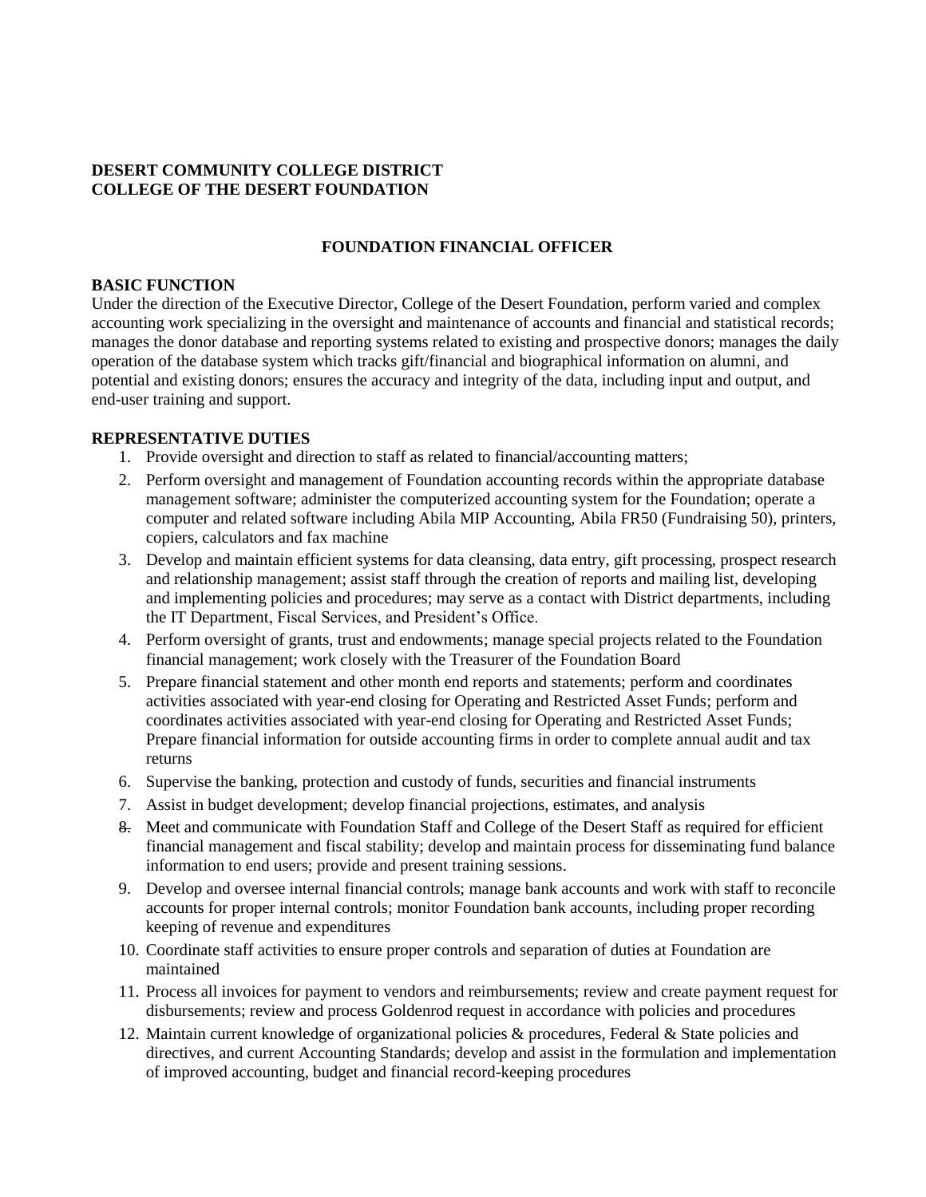**DESERT COMMUNITY COLLEGE DISTRICT**
**COLLEGE OF THE DESERT FOUNDATION**

# FOUNDATION FINANCIAL OFFICER

## BASIC FUNCTION

Under the direction of the Executive Director, College of the Desert Foundation, perform varied and complex accounting work specializing in the oversight and maintenance of accounts and financial and statistical records; manages the donor database and reporting systems related to existing and prospective donors; manages the daily operation of the database system which tracks gift/financial and biographical information on alumni, and potential and existing donors; ensures the accuracy and integrity of the data, including input and output, and end-user training and support.

## REPRESENTATIVE DUTIES

1. Provide oversight and direction to staff as related to financial/accounting matters;
2. Perform oversight and management of Foundation accounting records within the appropriate database management software; administer the computerized accounting system for the Foundation; operate a computer and related software including Abila MIP Accounting, Abila FR50 (Fundraising 50), printers, copiers, calculators and fax machine
3. Develop and maintain efficient systems for data cleansing, data entry, gift processing, prospect research and relationship management; assist staff through the creation of reports and mailing list, developing and implementing policies and procedures; may serve as a contact with District departments, including the IT Department, Fiscal Services, and President's Office.
4. Perform oversight of grants, trust and endowments; manage special projects related to the Foundation financial management; work closely with the Treasurer of the Foundation Board
5. Prepare financial statement and other month end reports and statements; perform and coordinates activities associated with year-end closing for Operating and Restricted Asset Funds; perform and coordinates activities associated with year-end closing for Operating and Restricted Asset Funds; Prepare financial information for outside accounting firms in order to complete annual audit and tax returns
6. Supervise the banking, protection and custody of funds, securities and financial instruments
7. Assist in budget development; develop financial projections, estimates, and analysis
8. Meet and communicate with Foundation Staff and College of the Desert Staff as required for efficient financial management and fiscal stability; develop and maintain process for disseminating fund balance information to end users; provide and present training sessions.
9. Develop and oversee internal financial controls; manage bank accounts and work with staff to reconcile accounts for proper internal controls; monitor Foundation bank accounts, including proper recording keeping of revenue and expenditures
10. Coordinate staff activities to ensure proper controls and separation of duties at Foundation are maintained
11. Process all invoices for payment to vendors and reimbursements; review and create payment request for disbursements; review and process Goldenrod request in accordance with policies and procedures
12. Maintain current knowledge of organizational policies & procedures, Federal & State policies and directives, and current Accounting Standards; develop and assist in the formulation and implementation of improved accounting, budget and financial record-keeping procedures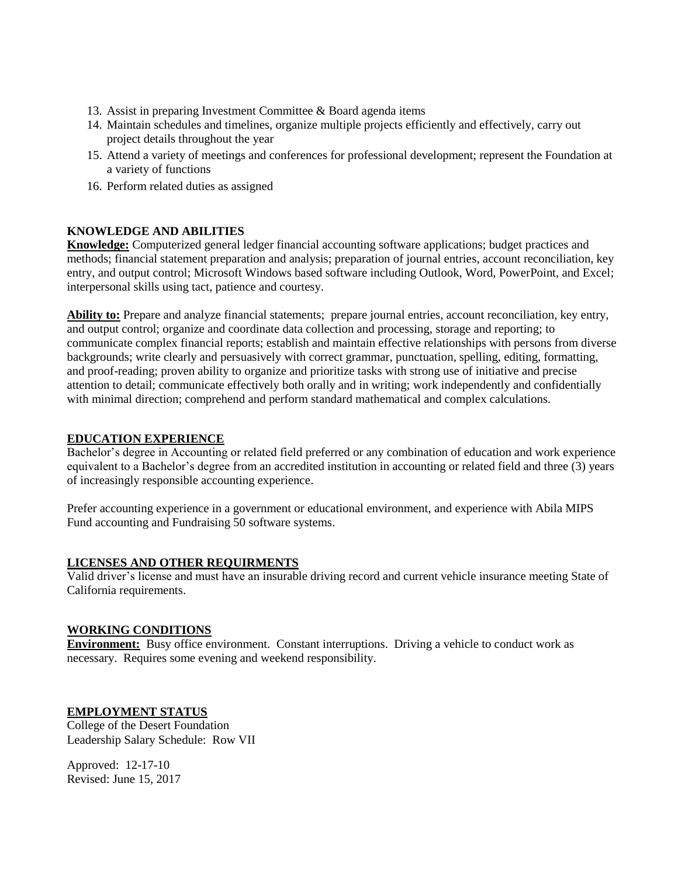13. Assist in preparing Investment Committee & Board agenda items
14. Maintain schedules and timelines, organize multiple projects efficiently and effectively, carry out project details throughout the year
15. Attend a variety of meetings and conferences for professional development; represent the Foundation at a variety of functions
16. Perform related duties as assigned

## KNOWLEDGE AND ABILITIES

**Knowledge:** Computerized general ledger financial accounting software applications; budget practices and methods; financial statement preparation and analysis; preparation of journal entries, account reconciliation, key entry, and output control; Microsoft Windows based software including Outlook, Word, PowerPoint, and Excel; interpersonal skills using tact, patience and courtesy.

**Ability to:** Prepare and analyze financial statements; prepare journal entries, account reconciliation, key entry, and output control; organize and coordinate data collection and processing, storage and reporting; to communicate complex financial reports; establish and maintain effective relationships with persons from diverse backgrounds; write clearly and persuasively with correct grammar, punctuation, spelling, editing, formatting, and proof-reading; proven ability to organize and prioritize tasks with strong use of initiative and precise attention to detail; communicate effectively both orally and in writing; work independently and confidentially with minimal direction; comprehend and perform standard mathematical and complex calculations.

## EDUCATION EXPERIENCE

Bachelor's degree in Accounting or related field preferred or any combination of education and work experience equivalent to a Bachelor's degree from an accredited institution in accounting or related field and three (3) years of increasingly responsible accounting experience.

Prefer accounting experience in a government or educational environment, and experience with Abila MIPS Fund accounting and Fundraising 50 software systems.

## LICENSES AND OTHER REQUIRMENTS

Valid driver's license and must have an insurable driving record and current vehicle insurance meeting State of California requirements.

## WORKING CONDITIONS

**Environment:** Busy office environment. Constant interruptions. Driving a vehicle to conduct work as necessary. Requires some evening and weekend responsibility.

## EMPLOYMENT STATUS

College of the Desert Foundation
Leadership Salary Schedule: Row VII

Approved: 12-17-10
Revised: June 15, 2017